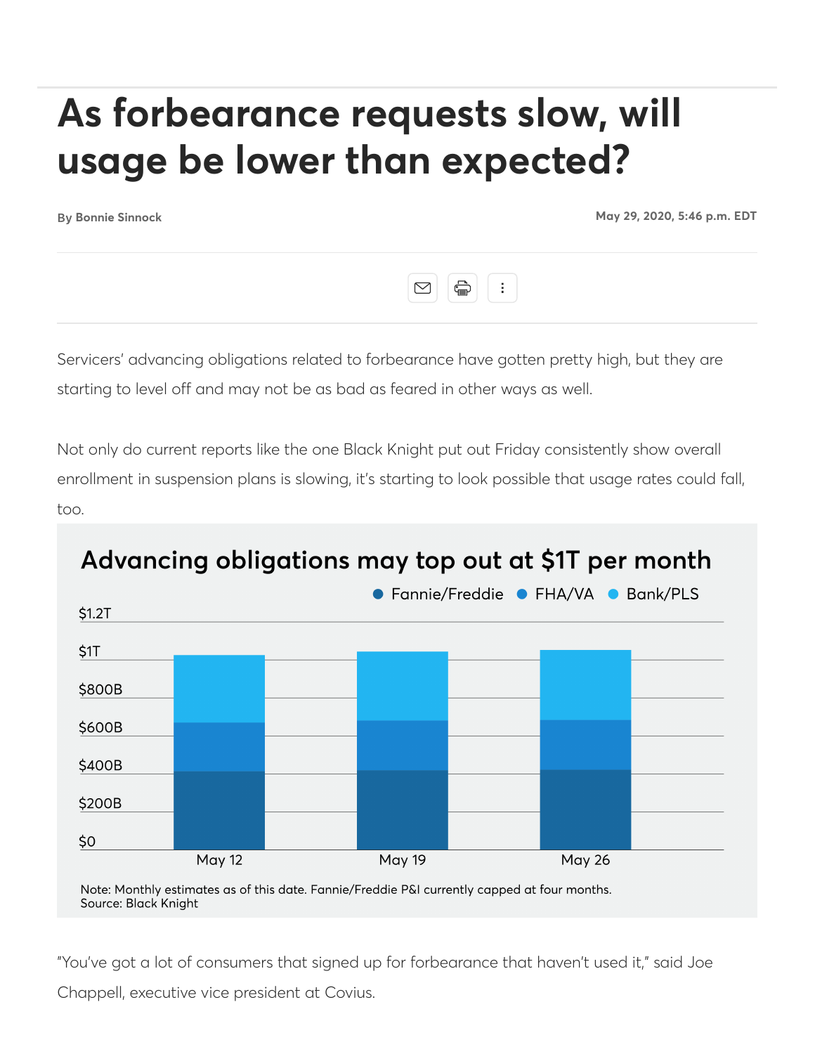# As forbearance requests slow, will usage be lower than expected?

By Bonnie Sinnock

May 29, 2020, 5:46 p.m. EDT

Servicers' advancing obligations related to forbearance have gotten pretty high, but they are starting to level off and may not be as bad as feared in other ways as well.

Not only do current reports like the one Black Knight put out Friday consistently show overall enrollment in suspension plans is slowing, it's starting to look possible that usage rates could fall, too.

**Advancing obligations may top out at $1T per month**

Fannie/Freddie · FHA/VA · Bank/PLS

$1.2T
$1T
$800B
$600B
$400B
$200B
$0

May 12 · May 19 · May 26

Note: Monthly estimates as of this date. Fannie/Freddie P&I currently capped at four months.
Source: Black Knight

"You've got a lot of consumers that signed up for forbearance that haven't used it," said Joe Chappell, executive vice president at Covius.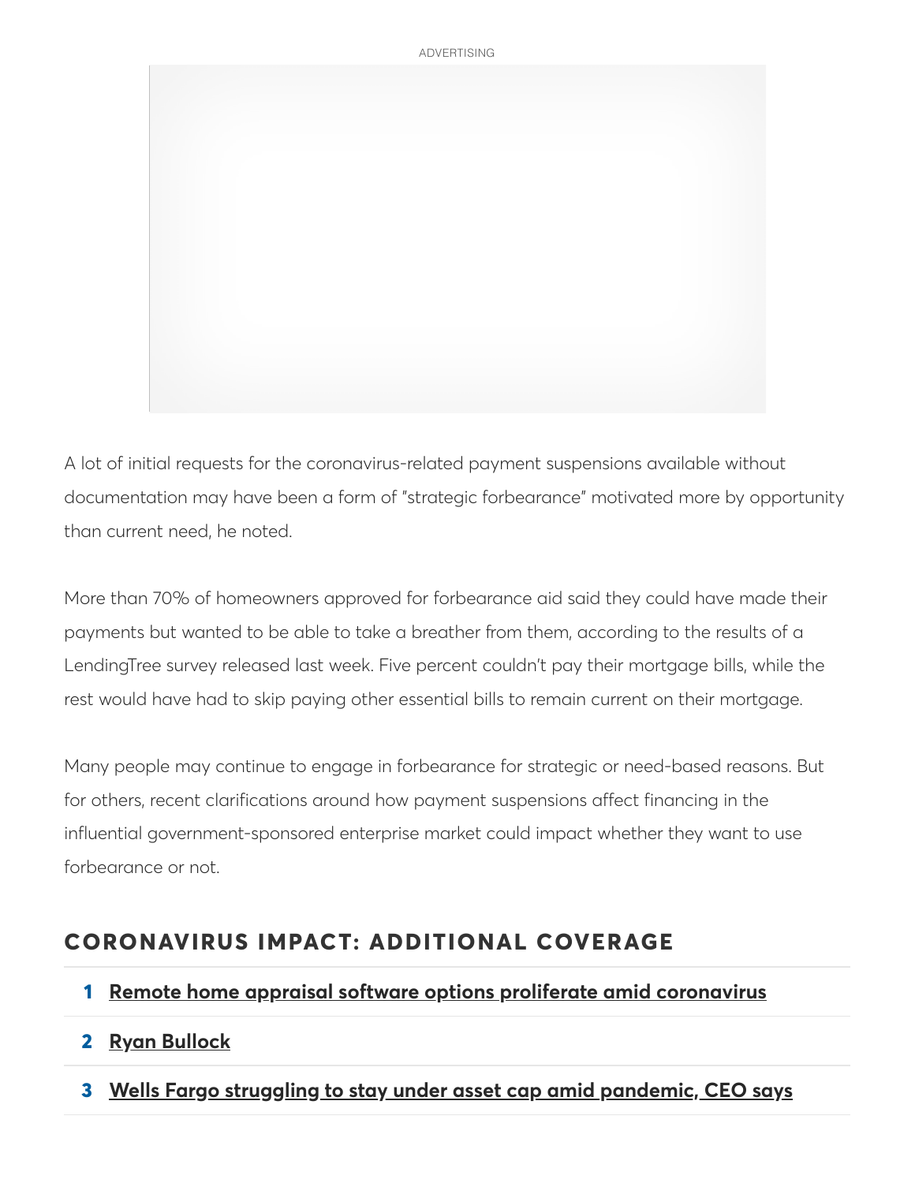A lot of initial requests for the coronavirus-related payment suspensions available without documentation may have been a form of "strategic forbearance" motivated more by opportunity than current need, he noted.

More than 70% of homeowners approved for forbearance aid said they could have made their payments but wanted to be able to take a breather from them, according to the results of a LendingTree survey released last week. Five percent couldn't pay their mortgage bills, while the rest would have had to skip paying other essential bills to remain current on their mortgage.

Many people may continue to engage in forbearance for strategic or need-based reasons. But for others, recent clarifications around how payment suspensions affect financing in the influential government-sponsored enterprise market could impact whether they want to use forbearance or not.

## CORONAVIRUS IMPACT: ADDITIONAL COVERAGE

1. **Remote home appraisal software options proliferate amid coronavirus**
2. **Ryan Bullock**
3. **Wells Fargo struggling to stay under asset cap amid pandemic, CEO says**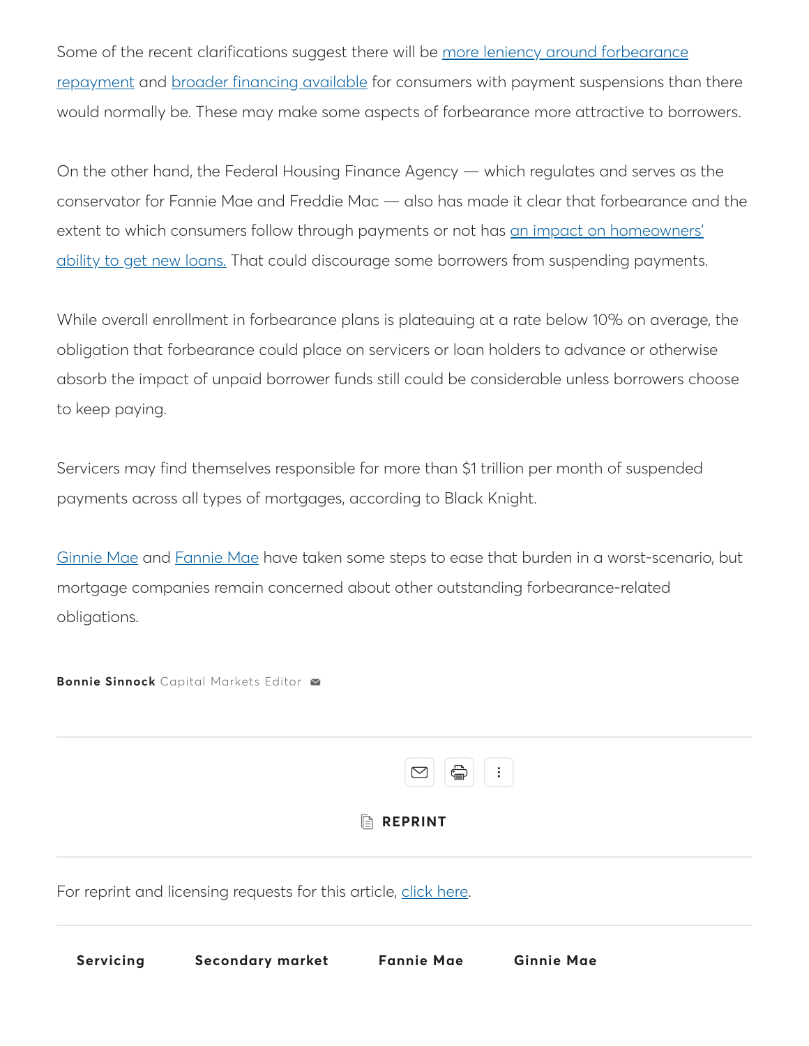Some of the recent clarifications suggest there will be more leniency around forbearance repayment and broader financing available for consumers with payment suspensions than there would normally be. These may make some aspects of forbearance more attractive to borrowers.

On the other hand, the Federal Housing Finance Agency — which regulates and serves as the conservator for Fannie Mae and Freddie Mac — also has made it clear that forbearance and the extent to which consumers follow through payments or not has an impact on homeowners' ability to get new loans. That could discourage some borrowers from suspending payments.

While overall enrollment in forbearance plans is plateauing at a rate below 10% on average, the obligation that forbearance could place on servicers or loan holders to advance or otherwise absorb the impact of unpaid borrower funds still could be considerable unless borrowers choose to keep paying.

Servicers may find themselves responsible for more than $1 trillion per month of suspended payments across all types of mortgages, according to Black Knight.

Ginnie Mae and Fannie Mae have taken some steps to ease that burden in a worst-scenario, but mortgage companies remain concerned about other outstanding forbearance-related obligations.

**Bonnie Sinnock** Capital Markets Editor

**REPRINT**

For reprint and licensing requests for this article, click here.

**Servicing** **Secondary market** **Fannie Mae** **Ginnie Mae**